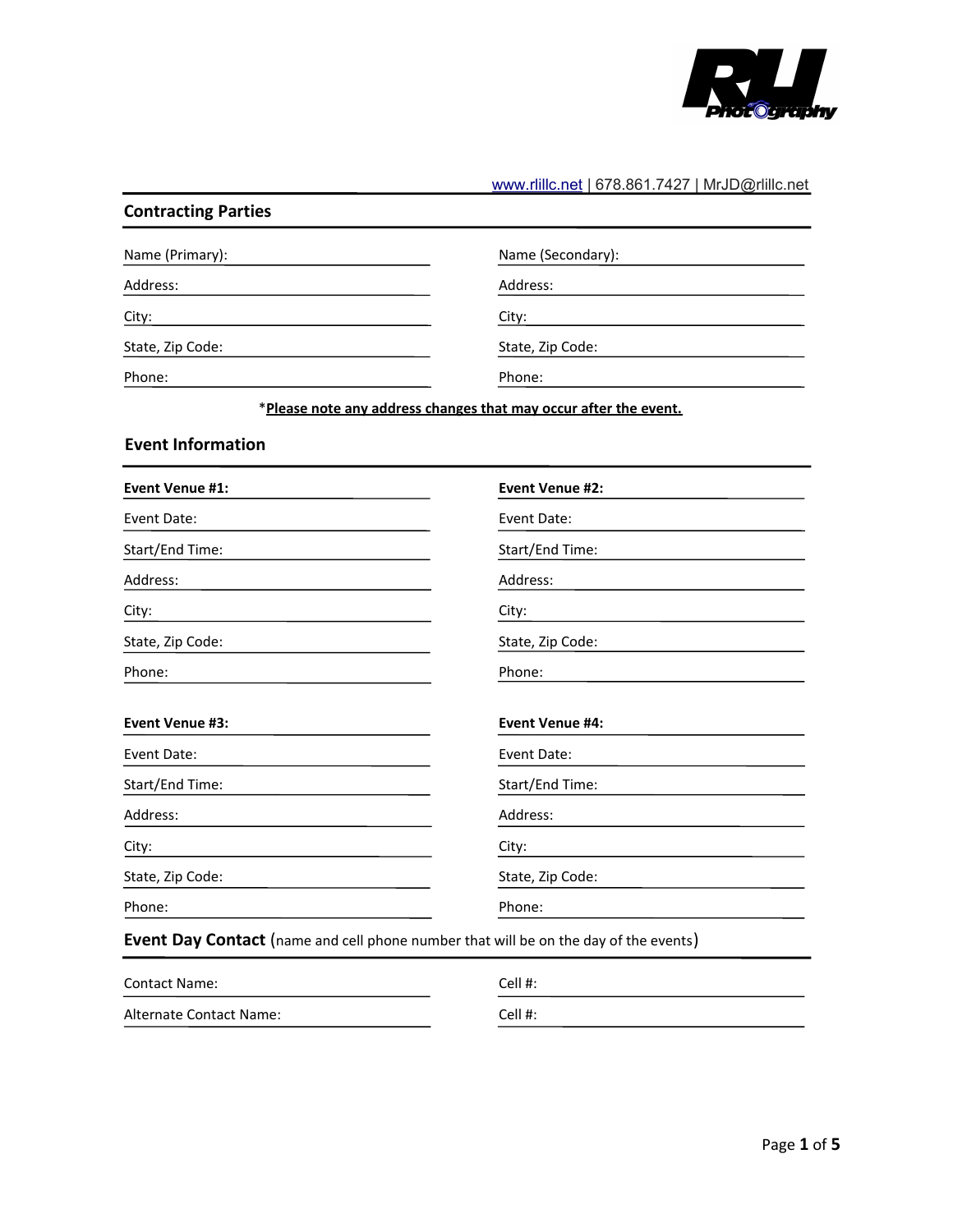www.rlillc.net | 678.861.7427 | MrJD@rlillc.net

## Contracting Parties

Name (Primary): ______________________

Address: ______________________

City: ______________________

State, Zip Code: ______________________

Phone: ______________________

Name (Secondary): ______________________

Address: ______________________

City: ______________________

State, Zip Code: ______________________

Phone: ______________________

*__**Please note any address changes that may occur after the event.**__

## Event Information

**Event Venue #1:** ______________________

Event Date: ______________________

Start/End Time: ______________________

Address: ______________________

City: ______________________

State, Zip Code: ______________________

Phone: ______________________

**Event Venue #2:** ______________________

Event Date: ______________________

Start/End Time: ______________________

Address: ______________________

City: ______________________

State, Zip Code: ______________________

Phone: ______________________

**Event Venue #3:** ______________________

Event Date: ______________________

Start/End Time: ______________________

Address: ______________________

City: ______________________

State, Zip Code: ______________________

Phone: ______________________

**Event Venue #4:** ______________________

Event Date: ______________________

Start/End Time: ______________________

Address: ______________________

City: ______________________

State, Zip Code: ______________________

Phone: ______________________

## Event Day Contact (name and cell phone number that will be on the day of the events)

Contact Name: ______________________ Cell #: ______________________

Alternate Contact Name: ______________________ Cell #: ______________________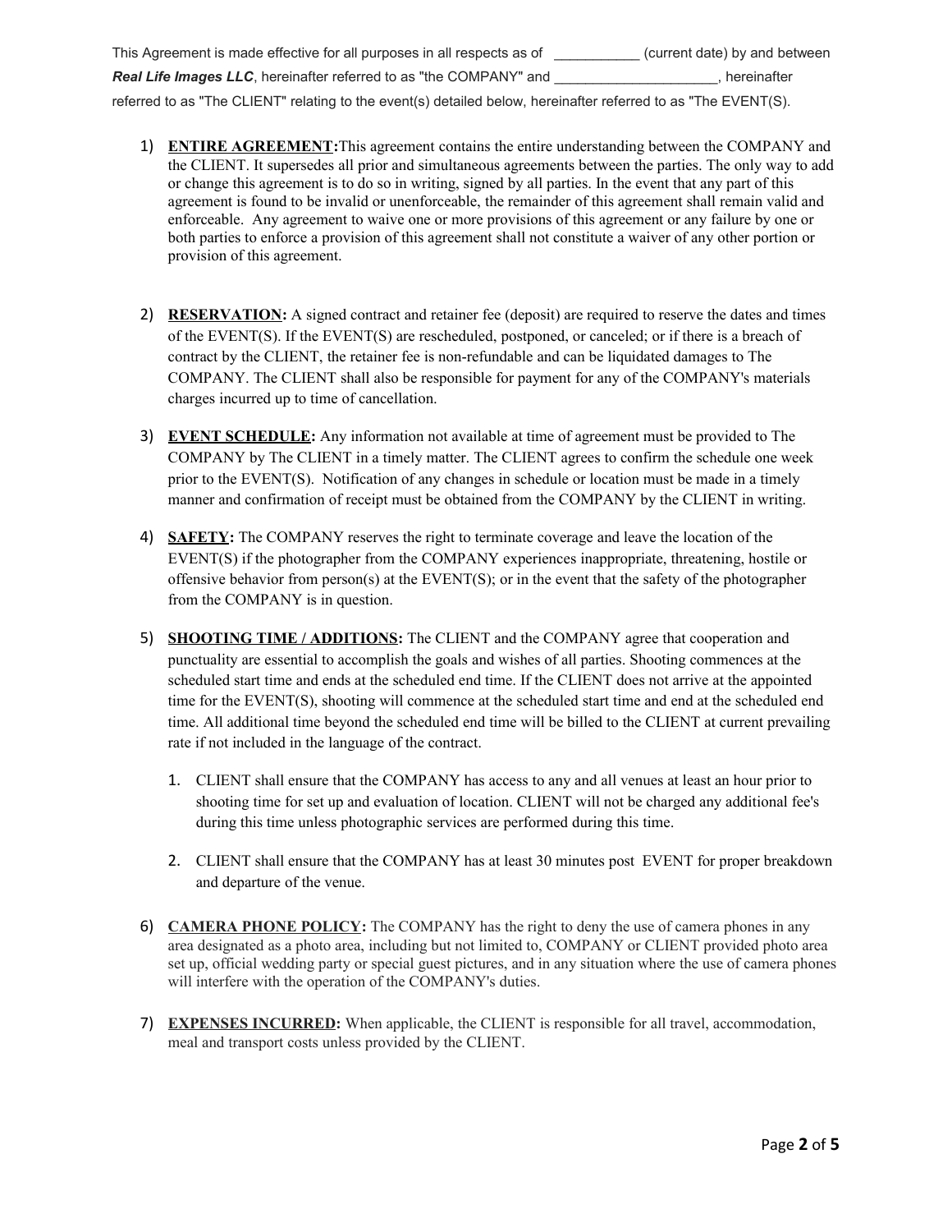This Agreement is made effective for all purposes in all respects as of ___________ (current date) by and between ***Real Life Images LLC***, hereinafter referred to as "the COMPANY" and _____________________, hereinafter referred to as "The CLIENT" relating to the event(s) detailed below, hereinafter referred to as "The EVENT(S).

1) **ENTIRE AGREEMENT:** This agreement contains the entire understanding between the COMPANY and the CLIENT. It supersedes all prior and simultaneous agreements between the parties. The only way to add or change this agreement is to do so in writing, signed by all parties. In the event that any part of this agreement is found to be invalid or unenforceable, the remainder of this agreement shall remain valid and enforceable. Any agreement to waive one or more provisions of this agreement or any failure by one or both parties to enforce a provision of this agreement shall not constitute a waiver of any other portion or provision of this agreement.

2) **RESERVATION:** A signed contract and retainer fee (deposit) are required to reserve the dates and times of the EVENT(S). If the EVENT(S) are rescheduled, postponed, or canceled; or if there is a breach of contract by the CLIENT, the retainer fee is non-refundable and can be liquidated damages to The COMPANY. The CLIENT shall also be responsible for payment for any of the COMPANY's materials charges incurred up to time of cancellation.

3) **EVENT SCHEDULE:** Any information not available at time of agreement must be provided to The COMPANY by The CLIENT in a timely matter. The CLIENT agrees to confirm the schedule one week prior to the EVENT(S). Notification of any changes in schedule or location must be made in a timely manner and confirmation of receipt must be obtained from the COMPANY by the CLIENT in writing.

4) **SAFETY:** The COMPANY reserves the right to terminate coverage and leave the location of the EVENT(S) if the photographer from the COMPANY experiences inappropriate, threatening, hostile or offensive behavior from person(s) at the EVENT(S); or in the event that the safety of the photographer from the COMPANY is in question.

5) **SHOOTING TIME / ADDITIONS:** The CLIENT and the COMPANY agree that cooperation and punctuality are essential to accomplish the goals and wishes of all parties. Shooting commences at the scheduled start time and ends at the scheduled end time. If the CLIENT does not arrive at the appointed time for the EVENT(S), shooting will commence at the scheduled start time and end at the scheduled end time. All additional time beyond the scheduled end time will be billed to the CLIENT at current prevailing rate if not included in the language of the contract.

    1. CLIENT shall ensure that the COMPANY has access to any and all venues at least an hour prior to shooting time for set up and evaluation of location. CLIENT will not be charged any additional fee's during this time unless photographic services are performed during this time.

    2. CLIENT shall ensure that the COMPANY has at least 30 minutes post EVENT for proper breakdown and departure of the venue.

6) **CAMERA PHONE POLICY:** The COMPANY has the right to deny the use of camera phones in any area designated as a photo area, including but not limited to, COMPANY or CLIENT provided photo area set up, official wedding party or special guest pictures, and in any situation where the use of camera phones will interfere with the operation of the COMPANY's duties.

7) **EXPENSES INCURRED:** When applicable, the CLIENT is responsible for all travel, accommodation, meal and transport costs unless provided by the CLIENT.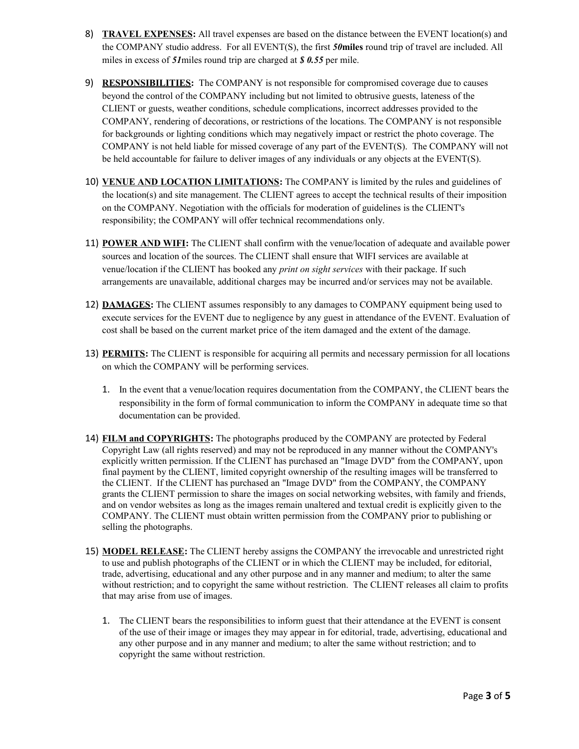8) **TRAVEL EXPENSES:** All travel expenses are based on the distance between the EVENT location(s) and the COMPANY studio address. For all EVENT(S), the first ***50*miles** round trip of travel are included. All miles in excess of ***51***miles round trip are charged at ***$ 0.55*** per mile.

9) **RESPONSIBILITIES:** The COMPANY is not responsible for compromised coverage due to causes beyond the control of the COMPANY including but not limited to obtrusive guests, lateness of the CLIENT or guests, weather conditions, schedule complications, incorrect addresses provided to the COMPANY, rendering of decorations, or restrictions of the locations. The COMPANY is not responsible for backgrounds or lighting conditions which may negatively impact or restrict the photo coverage. The COMPANY is not held liable for missed coverage of any part of the EVENT(S). The COMPANY will not be held accountable for failure to deliver images of any individuals or any objects at the EVENT(S).

10) **VENUE AND LOCATION LIMITATIONS:** The COMPANY is limited by the rules and guidelines of the location(s) and site management. The CLIENT agrees to accept the technical results of their imposition on the COMPANY. Negotiation with the officials for moderation of guidelines is the CLIENT's responsibility; the COMPANY will offer technical recommendations only.

11) **POWER AND WIFI:** The CLIENT shall confirm with the venue/location of adequate and available power sources and location of the sources. The CLIENT shall ensure that WIFI services are available at venue/location if the CLIENT has booked any *print on sight services* with their package. If such arrangements are unavailable, additional charges may be incurred and/or services may not be available.

12) **DAMAGES:** The CLIENT assumes responsibly to any damages to COMPANY equipment being used to execute services for the EVENT due to negligence by any guest in attendance of the EVENT. Evaluation of cost shall be based on the current market price of the item damaged and the extent of the damage.

13) **PERMITS:** The CLIENT is responsible for acquiring all permits and necessary permission for all locations on which the COMPANY will be performing services.

    1. In the event that a venue/location requires documentation from the COMPANY, the CLIENT bears the responsibility in the form of formal communication to inform the COMPANY in adequate time so that documentation can be provided.

14) **FILM and COPYRIGHTS:** The photographs produced by the COMPANY are protected by Federal Copyright Law (all rights reserved) and may not be reproduced in any manner without the COMPANY's explicitly written permission. If the CLIENT has purchased an "Image DVD" from the COMPANY, upon final payment by the CLIENT, limited copyright ownership of the resulting images will be transferred to the CLIENT. If the CLIENT has purchased an "Image DVD" from the COMPANY, the COMPANY grants the CLIENT permission to share the images on social networking websites, with family and friends, and on vendor websites as long as the images remain unaltered and textual credit is explicitly given to the COMPANY. The CLIENT must obtain written permission from the COMPANY prior to publishing or selling the photographs.

15) **MODEL RELEASE:** The CLIENT hereby assigns the COMPANY the irrevocable and unrestricted right to use and publish photographs of the CLIENT or in which the CLIENT may be included, for editorial, trade, advertising, educational and any other purpose and in any manner and medium; to alter the same without restriction; and to copyright the same without restriction. The CLIENT releases all claim to profits that may arise from use of images.

    1. The CLIENT bears the responsibilities to inform guest that their attendance at the EVENT is consent of the use of their image or images they may appear in for editorial, trade, advertising, educational and any other purpose and in any manner and medium; to alter the same without restriction; and to copyright the same without restriction.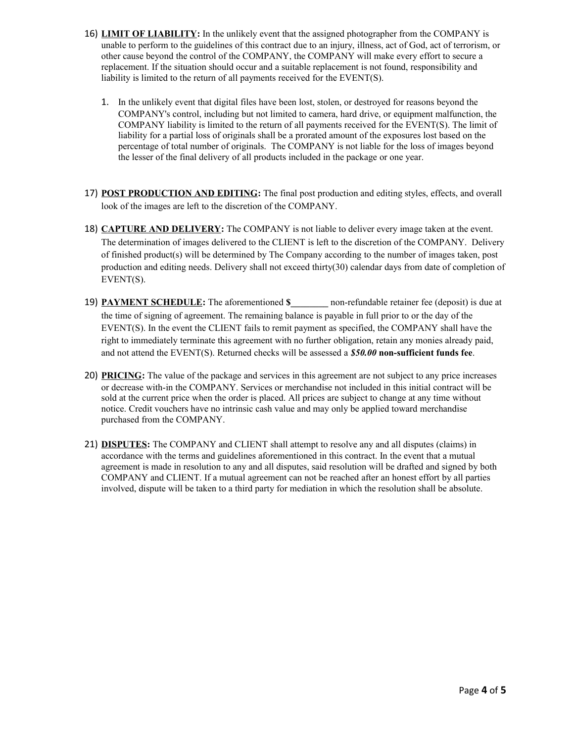16) **<u>LIMIT OF LIABILITY</u>:** In the unlikely event that the assigned photographer from the COMPANY is unable to perform to the guidelines of this contract due to an injury, illness, act of God, act of terrorism, or other cause beyond the control of the COMPANY, the COMPANY will make every effort to secure a replacement. If the situation should occur and a suitable replacement is not found, responsibility and liability is limited to the return of all payments received for the EVENT(S).

    1. In the unlikely event that digital files have been lost, stolen, or destroyed for reasons beyond the COMPANY's control, including but not limited to camera, hard drive, or equipment malfunction, the COMPANY liability is limited to the return of all payments received for the EVENT(S). The limit of liability for a partial loss of originals shall be a prorated amount of the exposures lost based on the percentage of total number of originals. The COMPANY is not liable for the loss of images beyond the lesser of the final delivery of all products included in the package or one year.

17) **<u>POST PRODUCTION AND EDITING</u>:** The final post production and editing styles, effects, and overall look of the images are left to the discretion of the COMPANY.

18) **<u>CAPTURE AND DELIVERY</u>:** The COMPANY is not liable to deliver every image taken at the event. The determination of images delivered to the CLIENT is left to the discretion of the COMPANY. Delivery of finished product(s) will be determined by The Company according to the number of images taken, post production and editing needs. Delivery shall not exceed thirty(30) calendar days from date of completion of EVENT(S).

19) **<u>PAYMENT SCHEDULE</u>:** The aforementioned **$________** non-refundable retainer fee (deposit) is due at the time of signing of agreement. The remaining balance is payable in full prior to or the day of the EVENT(S). In the event the CLIENT fails to remit payment as specified, the COMPANY shall have the right to immediately terminate this agreement with no further obligation, retain any monies already paid, and not attend the EVENT(S). Returned checks will be assessed a ***$50.00*** **non-sufficient funds fee**.

20) **<u>PRICING</u>:** The value of the package and services in this agreement are not subject to any price increases or decrease with-in the COMPANY. Services or merchandise not included in this initial contract will be sold at the current price when the order is placed. All prices are subject to change at any time without notice. Credit vouchers have no intrinsic cash value and may only be applied toward merchandise purchased from the COMPANY.

21) **<u>DISPUTES</u>:** The COMPANY and CLIENT shall attempt to resolve any and all disputes (claims) in accordance with the terms and guidelines aforementioned in this contract. In the event that a mutual agreement is made in resolution to any and all disputes, said resolution will be drafted and signed by both COMPANY and CLIENT. If a mutual agreement can not be reached after an honest effort by all parties involved, dispute will be taken to a third party for mediation in which the resolution shall be absolute.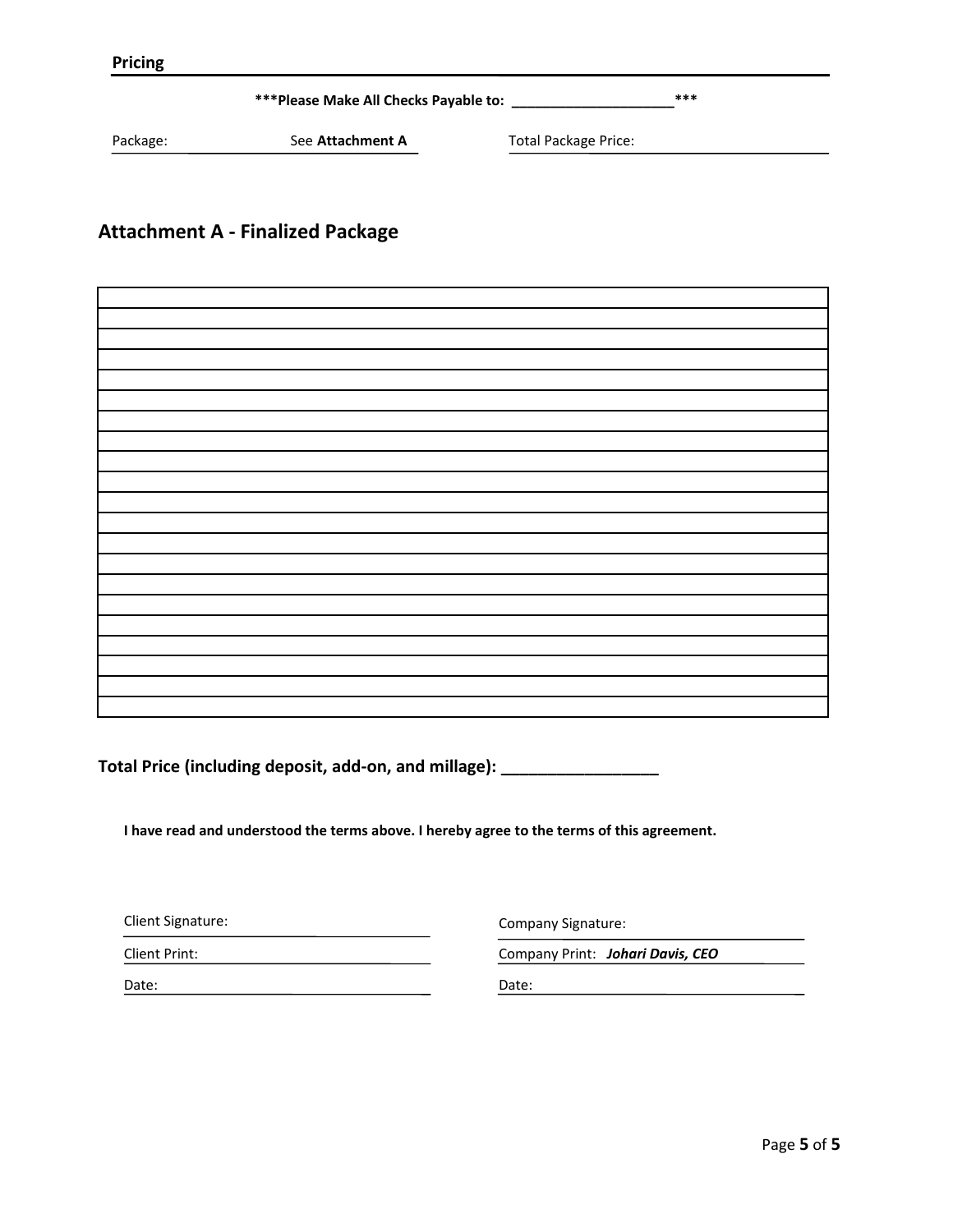**Pricing**

**\*\*\*Please Make All Checks Payable to: ____________________\*\*\***

Package: See **Attachment A** Total Package Price: ____________________

## Attachment A - Finalized Package

| |
|---|
| |
| |
| |
| |
| |
| |
| |
| |
| |
| |
| |
| |
| |
| |
| |
| |
| |
| |
| |
| |

**Total Price (including deposit, add-on, and millage): ________________**

**I have read and understood the terms above. I hereby agree to the terms of this agreement.**

Client Signature: ____________________

Client Print: ____________________

Date: ____________________

Company Signature: ____________________

Company Print: ***Johari Davis, CEO***

Date: ____________________